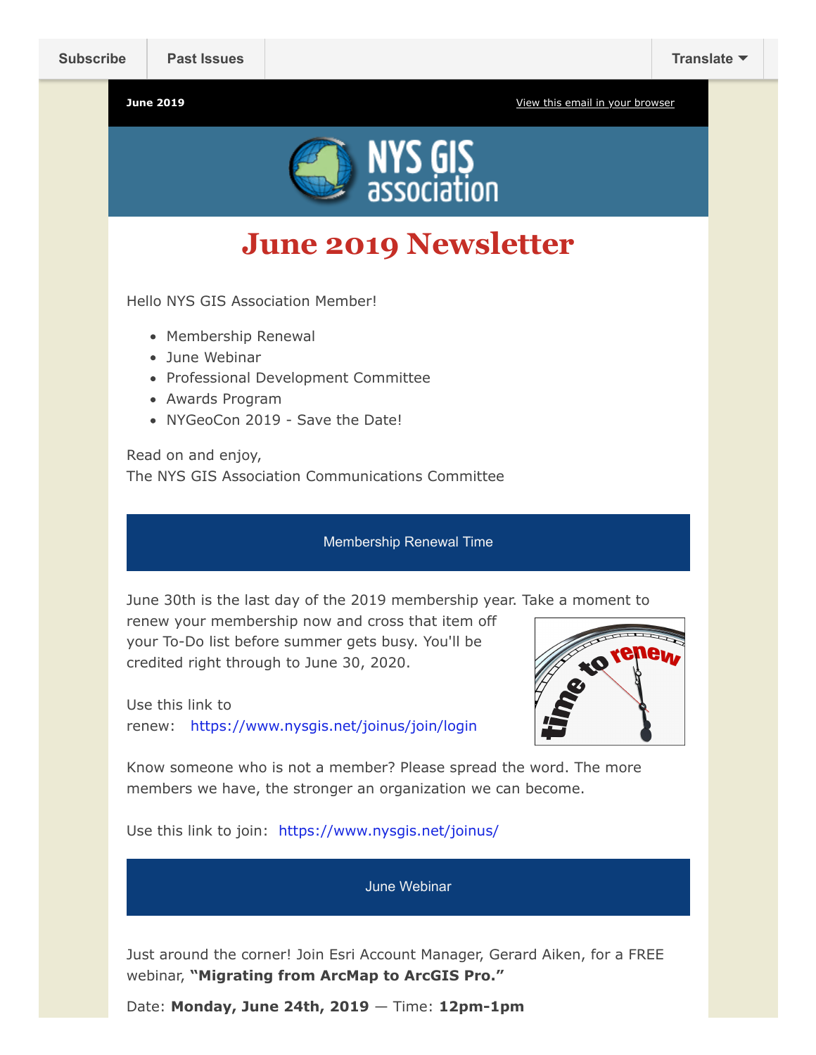Subscribe | Past Issues | Translate

June 2019 | View this email in your browser

# June 2019 Newsletter

Hello NYS GIS Association Member!

- Membership Renewal
- June Webinar
- Professional Development Committee
- Awards Program
- NYGeoCon 2019 - Save the Date!

Read on and enjoy,
The NYS GIS Association Communications Committee

## Membership Renewal Time

June 30th is the last day of the 2019 membership year. Take a moment to renew your membership now and cross that item off your To-Do list before summer gets busy. You'll be credited right through to June 30, 2020.

Use this link to renew: https://www.nysgis.net/joinus/join/login

Know someone who is not a member? Please spread the word. The more members we have, the stronger an organization we can become.

Use this link to join: https://www.nysgis.net/joinus/

## June Webinar

Just around the corner! Join Esri Account Manager, Gerard Aiken, for a FREE webinar, **"Migrating from ArcMap to ArcGIS Pro."**

Date: **Monday, June 24th, 2019** — Time: **12pm-1pm**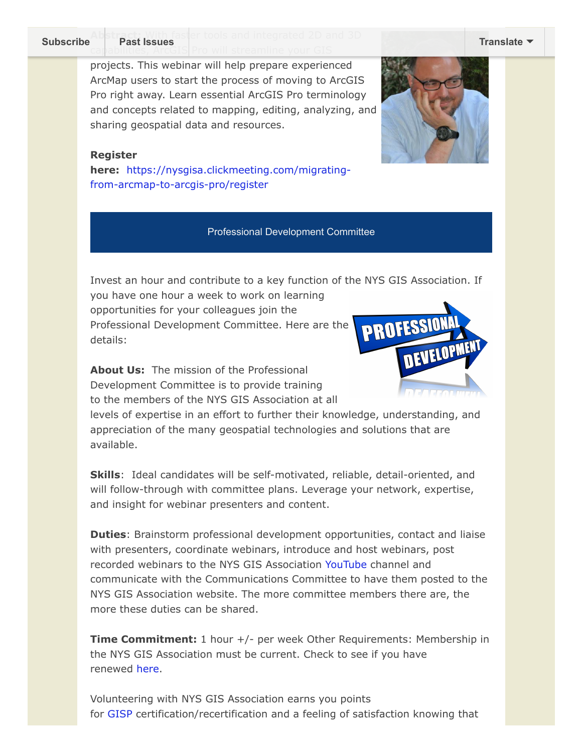**Abstract:** With faster tools and integrated 2D and 3D capabilities, ArcGIS Pro will streamline your GIS projects. This webinar will help prepare experienced ArcMap users to start the process of moving to ArcGIS Pro right away. Learn essential ArcGIS Pro terminology and concepts related to mapping, editing, analyzing, and sharing geospatial data and resources.

**Register here:** https://nysgisa.clickmeeting.com/migrating-from-arcmap-to-arcgis-pro/register

## Professional Development Committee

Invest an hour and contribute to a key function of the NYS GIS Association. If you have one hour a week to work on learning opportunities for your colleagues join the Professional Development Committee. Here are the details:

**About Us:** The mission of the Professional Development Committee is to provide training to the members of the NYS GIS Association at all levels of expertise in an effort to further their knowledge, understanding, and appreciation of the many geospatial technologies and solutions that are available.

**Skills**: Ideal candidates will be self-motivated, reliable, detail-oriented, and will follow-through with committee plans. Leverage your network, expertise, and insight for webinar presenters and content.

**Duties**: Brainstorm professional development opportunities, contact and liaise with presenters, coordinate webinars, introduce and host webinars, post recorded webinars to the NYS GIS Association YouTube channel and communicate with the Communications Committee to have them posted to the NYS GIS Association website. The more committee members there are, the more these duties can be shared.

**Time Commitment:** 1 hour +/- per week Other Requirements: Membership in the NYS GIS Association must be current. Check to see if you have renewed here.

Volunteering with NYS GIS Association earns you points for GISP certification/recertification and a feeling of satisfaction knowing that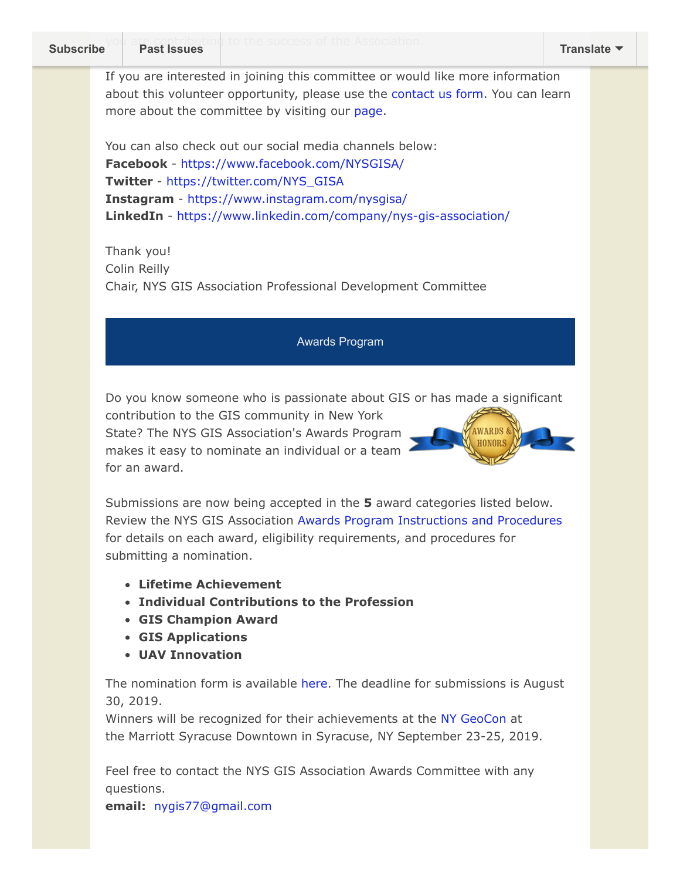If you are interested in joining this committee or would like more information about this volunteer opportunity, please use the contact us form. You can learn more about the committee by visiting our page.

You can also check out our social media channels below:
**Facebook** - https://www.facebook.com/NYSGISA/
**Twitter** - https://twitter.com/NYS_GISA
**Instagram** - https://www.instagram.com/nysgisa/
**LinkedIn** - https://www.linkedin.com/company/nys-gis-association/

Thank you!
Colin Reilly
Chair, NYS GIS Association Professional Development Committee

## Awards Program

Do you know someone who is passionate about GIS or has made a significant contribution to the GIS community in New York State? The NYS GIS Association's Awards Program makes it easy to nominate an individual or a team for an award.

Submissions are now being accepted in the **5** award categories listed below. Review the NYS GIS Association Awards Program Instructions and Procedures for details on each award, eligibility requirements, and procedures for submitting a nomination.

- **Lifetime Achievement**
- **Individual Contributions to the Profession**
- **GIS Champion Award**
- **GIS Applications**
- **UAV Innovation**

The nomination form is available here. The deadline for submissions is August 30, 2019.
Winners will be recognized for their achievements at the NY GeoCon at the Marriott Syracuse Downtown in Syracuse, NY September 23-25, 2019.

Feel free to contact the NYS GIS Association Awards Committee with any questions.
**email:** nygis77@gmail.com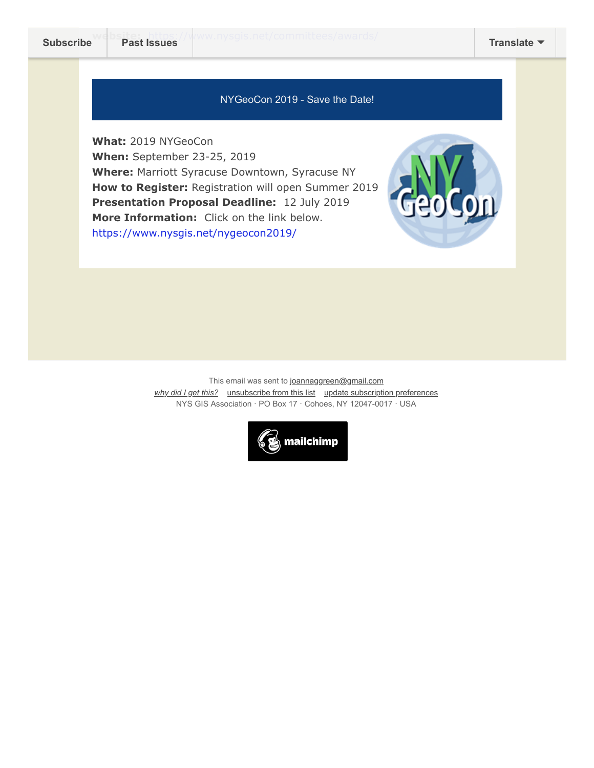Subscribe Past Issues Translate

## NYGeoCon 2019 - Save the Date!

**What:** 2019 NYGeoCon
**When:** September 23-25, 2019
**Where:** Marriott Syracuse Downtown, Syracuse NY
**How to Register:** Registration will open Summer 2019
**Presentation Proposal Deadline:** 12 July 2019
**More Information:** Click on the link below.
https://www.nysgis.net/nygeocon2019/

This email was sent to joannaggreen@gmail.com
*why did I get this?* unsubscribe from this list update subscription preferences
NYS GIS Association · PO Box 17 · Cohoes, NY 12047-0017 · USA